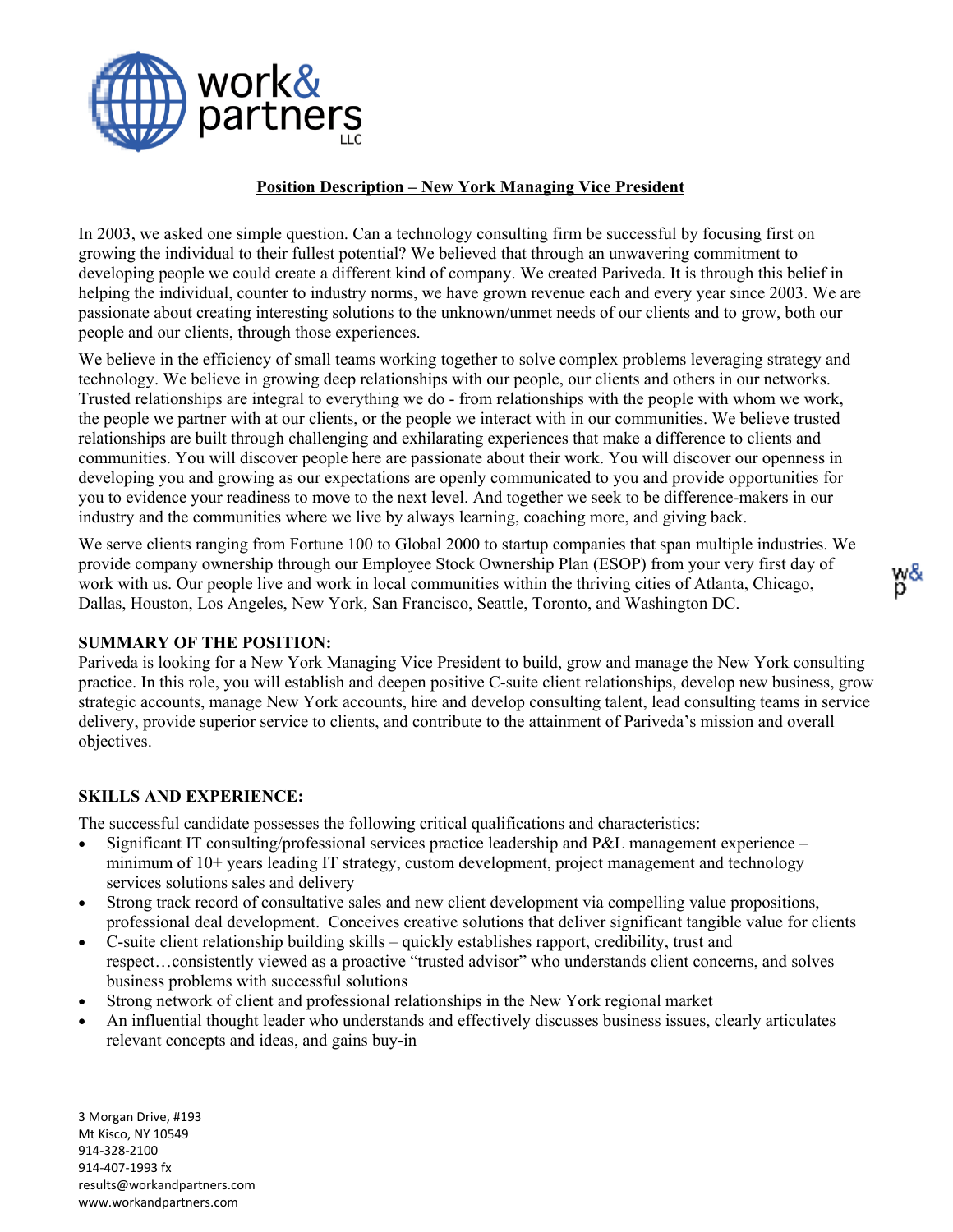**Position Description – New York Managing Vice President**

In 2003, we asked one simple question. Can a technology consulting firm be successful by focusing first on growing the individual to their fullest potential? We believed that through an unwavering commitment to developing people we could create a different kind of company. We created Pariveda. It is through this belief in helping the individual, counter to industry norms, we have grown revenue each and every year since 2003. We are passionate about creating interesting solutions to the unknown/unmet needs of our clients and to grow, both our people and our clients, through those experiences.

We believe in the efficiency of small teams working together to solve complex problems leveraging strategy and technology. We believe in growing deep relationships with our people, our clients and others in our networks. Trusted relationships are integral to everything we do - from relationships with the people with whom we work, the people we partner with at our clients, or the people we interact with in our communities. We believe trusted relationships are built through challenging and exhilarating experiences that make a difference to clients and communities. You will discover people here are passionate about their work. You will discover our openness in developing you and growing as our expectations are openly communicated to you and provide opportunities for you to evidence your readiness to move to the next level. And together we seek to be difference-makers in our industry and the communities where we live by always learning, coaching more, and giving back.

We serve clients ranging from Fortune 100 to Global 2000 to startup companies that span multiple industries. We provide company ownership through our Employee Stock Ownership Plan (ESOP) from your very first day of work with us. Our people live and work in local communities within the thriving cities of Atlanta, Chicago, Dallas, Houston, Los Angeles, New York, San Francisco, Seattle, Toronto, and Washington DC.

## SUMMARY OF THE POSITION:

Pariveda is looking for a New York Managing Vice President to build, grow and manage the New York consulting practice. In this role, you will establish and deepen positive C-suite client relationships, develop new business, grow strategic accounts, manage New York accounts, hire and develop consulting talent, lead consulting teams in service delivery, provide superior service to clients, and contribute to the attainment of Pariveda's mission and overall objectives.

## SKILLS AND EXPERIENCE:

The successful candidate possesses the following critical qualifications and characteristics:

- Significant IT consulting/professional services practice leadership and P&L management experience – minimum of 10+ years leading IT strategy, custom development, project management and technology services solutions sales and delivery
- Strong track record of consultative sales and new client development via compelling value propositions, professional deal development. Conceives creative solutions that deliver significant tangible value for clients
- C-suite client relationship building skills – quickly establishes rapport, credibility, trust and respect…consistently viewed as a proactive "trusted advisor" who understands client concerns, and solves business problems with successful solutions
- Strong network of client and professional relationships in the New York regional market
- An influential thought leader who understands and effectively discusses business issues, clearly articulates relevant concepts and ideas, and gains buy-in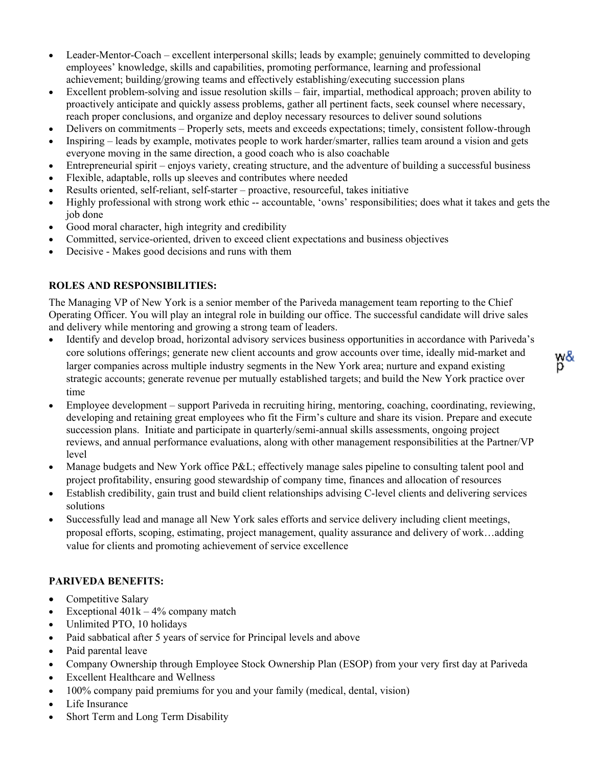- Leader-Mentor-Coach – excellent interpersonal skills; leads by example; genuinely committed to developing employees' knowledge, skills and capabilities, promoting performance, learning and professional achievement; building/growing teams and effectively establishing/executing succession plans
- Excellent problem-solving and issue resolution skills – fair, impartial, methodical approach; proven ability to proactively anticipate and quickly assess problems, gather all pertinent facts, seek counsel where necessary, reach proper conclusions, and organize and deploy necessary resources to deliver sound solutions
- Delivers on commitments – Properly sets, meets and exceeds expectations; timely, consistent follow-through
- Inspiring – leads by example, motivates people to work harder/smarter, rallies team around a vision and gets everyone moving in the same direction, a good coach who is also coachable
- Entrepreneurial spirit – enjoys variety, creating structure, and the adventure of building a successful business
- Flexible, adaptable, rolls up sleeves and contributes where needed
- Results oriented, self-reliant, self-starter – proactive, resourceful, takes initiative
- Highly professional with strong work ethic -- accountable, 'owns' responsibilities; does what it takes and gets the job done
- Good moral character, high integrity and credibility
- Committed, service-oriented, driven to exceed client expectations and business objectives
- Decisive - Makes good decisions and runs with them

**ROLES AND RESPONSIBILITIES:**

The Managing VP of New York is a senior member of the Pariveda management team reporting to the Chief Operating Officer. You will play an integral role in building our office. The successful candidate will drive sales and delivery while mentoring and growing a strong team of leaders.

- Identify and develop broad, horizontal advisory services business opportunities in accordance with Pariveda's core solutions offerings; generate new client accounts and grow accounts over time, ideally mid-market and larger companies across multiple industry segments in the New York area; nurture and expand existing strategic accounts; generate revenue per mutually established targets; and build the New York practice over time
- Employee development – support Pariveda in recruiting hiring, mentoring, coaching, coordinating, reviewing, developing and retaining great employees who fit the Firm's culture and share its vision. Prepare and execute succession plans. Initiate and participate in quarterly/semi-annual skills assessments, ongoing project reviews, and annual performance evaluations, along with other management responsibilities at the Partner/VP level
- Manage budgets and New York office P&L; effectively manage sales pipeline to consulting talent pool and project profitability, ensuring good stewardship of company time, finances and allocation of resources
- Establish credibility, gain trust and build client relationships advising C-level clients and delivering services solutions
- Successfully lead and manage all New York sales efforts and service delivery including client meetings, proposal efforts, scoping, estimating, project management, quality assurance and delivery of work…adding value for clients and promoting achievement of service excellence

**PARIVEDA BENEFITS:**

- Competitive Salary
- Exceptional 401k – 4% company match
- Unlimited PTO, 10 holidays
- Paid sabbatical after 5 years of service for Principal levels and above
- Paid parental leave
- Company Ownership through Employee Stock Ownership Plan (ESOP) from your very first day at Pariveda
- Excellent Healthcare and Wellness
- 100% company paid premiums for you and your family (medical, dental, vision)
- Life Insurance
- Short Term and Long Term Disability